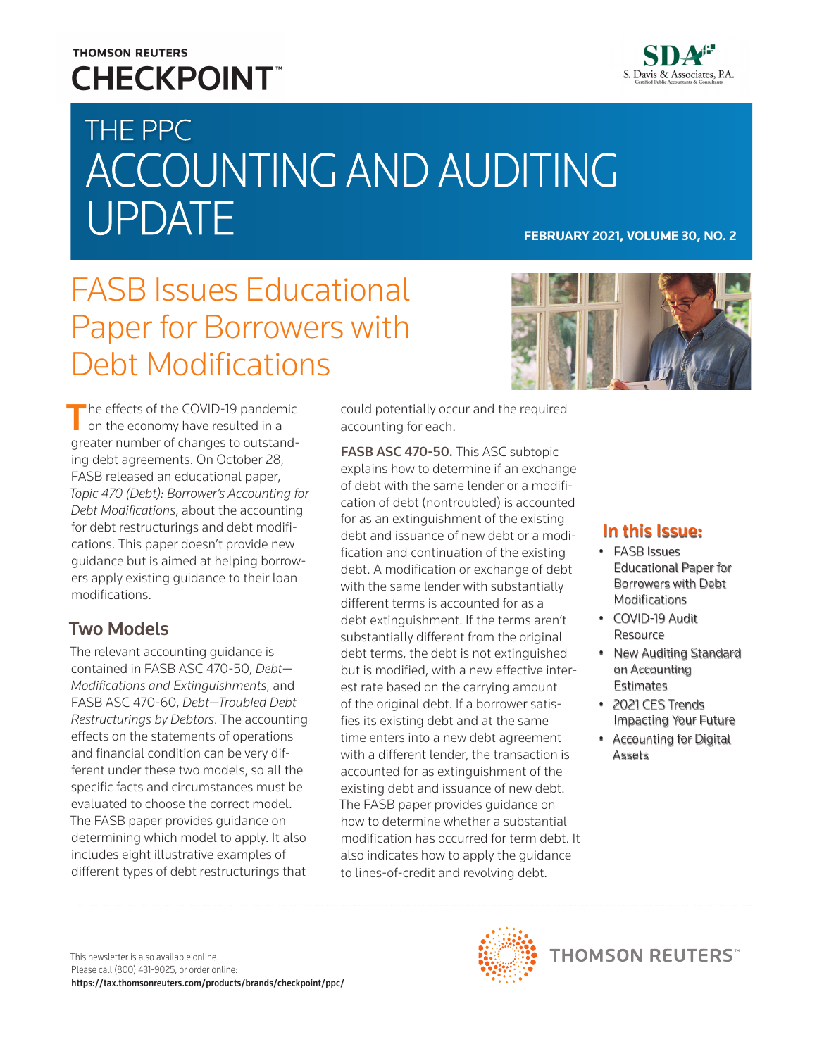THOMSON REUTERS
CHECKPOINT™

S. Davis & Associates, P.A.

# THE PPC ACCOUNTING AND AUDITING UPDATE

**FEBRUARY 2021, VOLUME 30, NO. 2**

## FASB Issues Educational Paper for Borrowers with Debt Modifications

The effects of the COVID-19 pandemic on the economy have resulted in a greater number of changes to outstanding debt agreements. On October 28, FASB released an educational paper, *Topic 470 (Debt): Borrower's Accounting for Debt Modifications*, about the accounting for debt restructurings and debt modifications. This paper doesn't provide new guidance but is aimed at helping borrowers apply existing guidance to their loan modifications.

### Two Models

The relevant accounting guidance is contained in FASB ASC 470-50, *Debt—Modifications and Extinguishments*, and FASB ASC 470-60, *Debt—Troubled Debt Restructurings by Debtors*. The accounting effects on the statements of operations and financial condition can be very different under these two models, so all the specific facts and circumstances must be evaluated to choose the correct model. The FASB paper provides guidance on determining which model to apply. It also includes eight illustrative examples of different types of debt restructurings that could potentially occur and the required accounting for each.

**FASB ASC 470-50.** This ASC subtopic explains how to determine if an exchange of debt with the same lender or a modification of debt (nontroubled) is accounted for as an extinguishment of the existing debt and issuance of new debt or a modification and continuation of the existing debt. A modification or exchange of debt with the same lender with substantially different terms is accounted for as a debt extinguishment. If the terms aren't substantially different from the original debt terms, the debt is not extinguished but is modified, with a new effective interest rate based on the carrying amount of the original debt. If a borrower satisfies its existing debt and at the same time enters into a new debt agreement with a different lender, the transaction is accounted for as extinguishment of the existing debt and issuance of new debt. The FASB paper provides guidance on how to determine whether a substantial modification has occurred for term debt. It also indicates how to apply the guidance to lines-of-credit and revolving debt.

### In this Issue:

- FASB Issues Educational Paper for Borrowers with Debt Modifications
- COVID-19 Audit Resource
- New Auditing Standard on Accounting Estimates
- 2021 CES Trends Impacting Your Future
- Accounting for Digital Assets

This newsletter is also available online.
Please call (800) 431-9025, or order online:
**https://tax.thomsonreuters.com/products/brands/checkpoint/ppc/**

THOMSON REUTERS™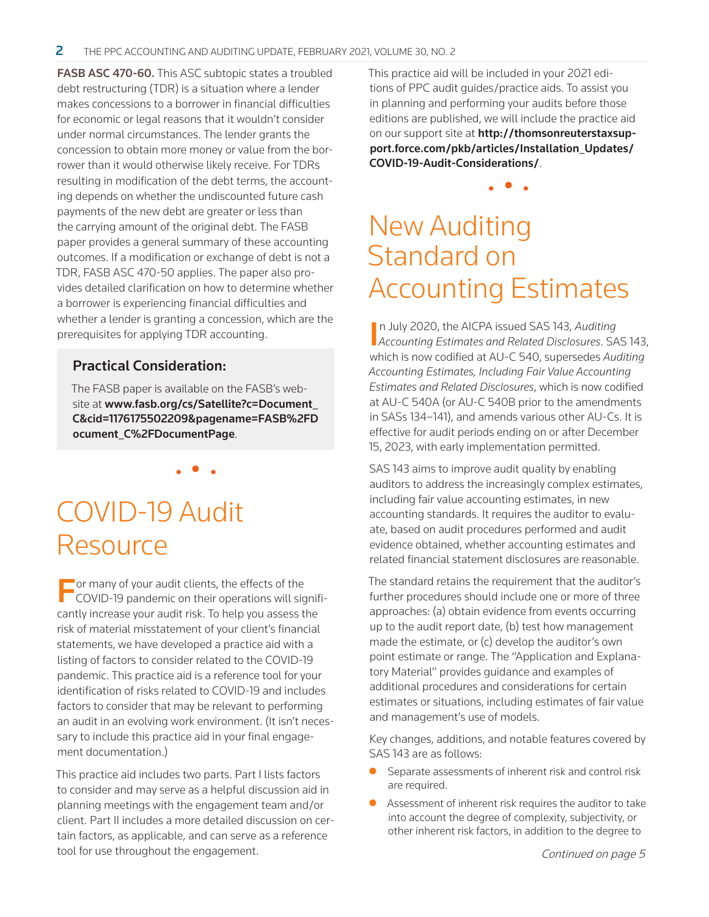**FASB ASC 470-60.** This ASC subtopic states a troubled debt restructuring (TDR) is a situation where a lender makes concessions to a borrower in financial difficulties for economic or legal reasons that it wouldn't consider under normal circumstances. The lender grants the concession to obtain more money or value from the borrower than it would otherwise likely receive. For TDRs resulting in modification of the debt terms, the accounting depends on whether the undiscounted future cash payments of the new debt are greater or less than the carrying amount of the original debt. The FASB paper provides a general summary of these accounting outcomes. If a modification or exchange of debt is not a TDR, FASB ASC 470-50 applies. The paper also provides detailed clarification on how to determine whether a borrower is experiencing financial difficulties and whether a lender is granting a concession, which are the prerequisites for applying TDR accounting.

> **Practical Consideration:**
>
> The FASB paper is available on the FASB's website at **www.fasb.org/cs/Satellite?c=Document_C&cid=1176175502209&pagename=FASB%2FDocument_C%2FDocumentPage**.

# COVID-19 Audit Resource

For many of your audit clients, the effects of the COVID-19 pandemic on their operations will significantly increase your audit risk. To help you assess the risk of material misstatement of your client's financial statements, we have developed a practice aid with a listing of factors to consider related to the COVID-19 pandemic. This practice aid is a reference tool for your identification of risks related to COVID-19 and includes factors to consider that may be relevant to performing an audit in an evolving work environment. (It isn't necessary to include this practice aid in your final engagement documentation.)

This practice aid includes two parts. Part I lists factors to consider and may serve as a helpful discussion aid in planning meetings with the engagement team and/or client. Part II includes a more detailed discussion on certain factors, as applicable, and can serve as a reference tool for use throughout the engagement.

This practice aid will be included in your 2021 editions of PPC audit guides/practice aids. To assist you in planning and performing your audits before those editions are published, we will include the practice aid on our support site at **http://thomsonreuterstaxsupport.force.com/pkb/articles/Installation_Updates/COVID-19-Audit-Considerations/**.

# New Auditing Standard on Accounting Estimates

In July 2020, the AICPA issued SAS 143, *Auditing Accounting Estimates and Related Disclosures*. SAS 143, which is now codified at AU-C 540, supersedes *Auditing Accounting Estimates, Including Fair Value Accounting Estimates and Related Disclosures*, which is now codified at AU-C 540A (or AU-C 540B prior to the amendments in SASs 134–141), and amends various other AU-Cs. It is effective for audit periods ending on or after December 15, 2023, with early implementation permitted.

SAS 143 aims to improve audit quality by enabling auditors to address the increasingly complex estimates, including fair value accounting estimates, in new accounting standards. It requires the auditor to evaluate, based on audit procedures performed and audit evidence obtained, whether accounting estimates and related financial statement disclosures are reasonable.

The standard retains the requirement that the auditor's further procedures should include one or more of three approaches: (a) obtain evidence from events occurring up to the audit report date, (b) test how management made the estimate, or (c) develop the auditor's own point estimate or range. The "Application and Explanatory Material" provides guidance and examples of additional procedures and considerations for certain estimates or situations, including estimates of fair value and management's use of models.

Key changes, additions, and notable features covered by SAS 143 are as follows:

- Separate assessments of inherent risk and control risk are required.
- Assessment of inherent risk requires the auditor to take into account the degree of complexity, subjectivity, or other inherent risk factors, in addition to the degree to

*Continued on page 5*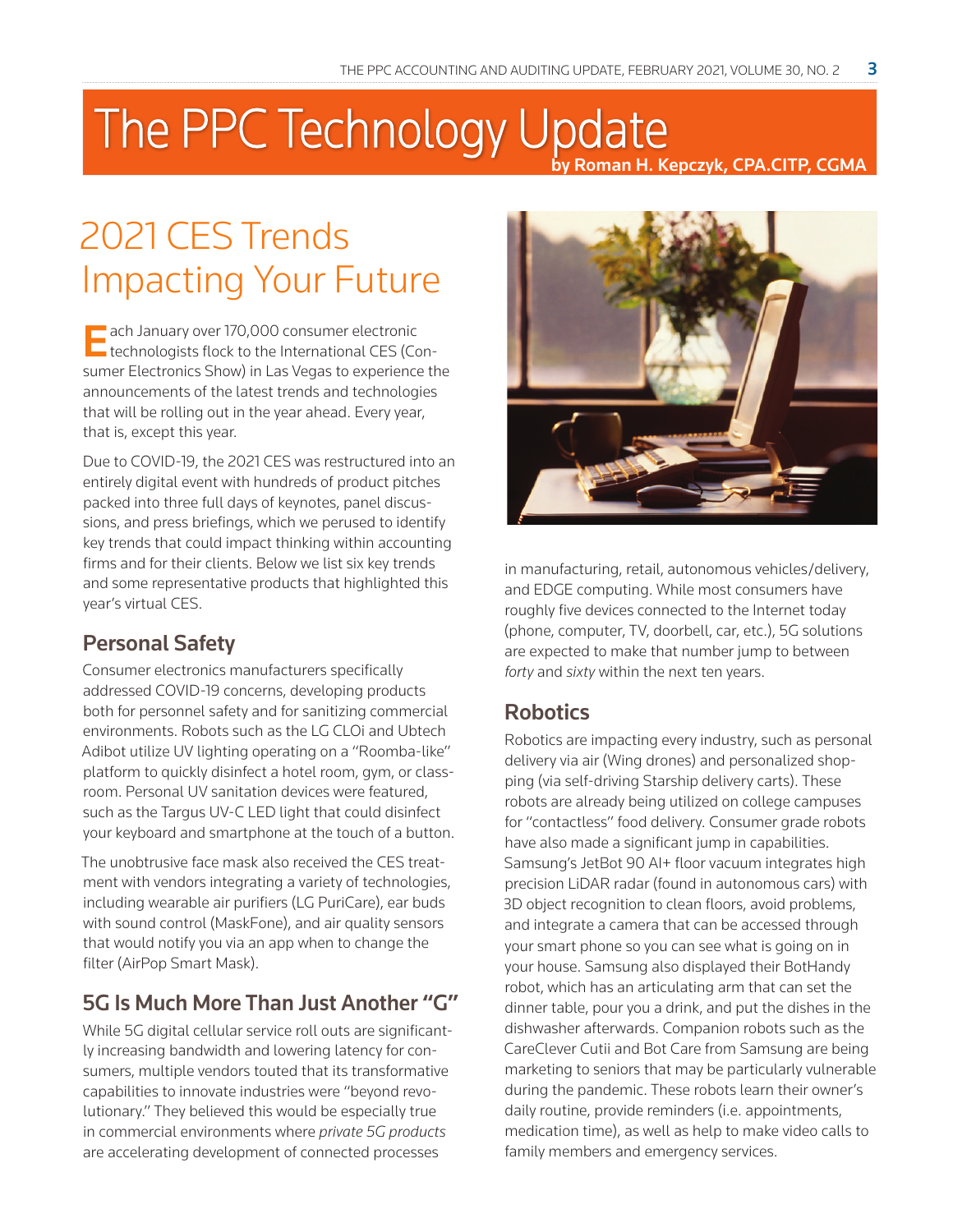# The PPC Technology Update

**by Roman H. Kepczyk, CPA.CITP, CGMA**

## 2021 CES Trends Impacting Your Future

Each January over 170,000 consumer electronic technologists flock to the International CES (Consumer Electronics Show) in Las Vegas to experience the announcements of the latest trends and technologies that will be rolling out in the year ahead. Every year, that is, except this year.

Due to COVID-19, the 2021 CES was restructured into an entirely digital event with hundreds of product pitches packed into three full days of keynotes, panel discussions, and press briefings, which we perused to identify key trends that could impact thinking within accounting firms and for their clients. Below we list six key trends and some representative products that highlighted this year's virtual CES.

### Personal Safety

Consumer electronics manufacturers specifically addressed COVID-19 concerns, developing products both for personnel safety and for sanitizing commercial environments. Robots such as the LG CLOi and Ubtech Adibot utilize UV lighting operating on a "Roomba-like" platform to quickly disinfect a hotel room, gym, or classroom. Personal UV sanitation devices were featured, such as the Targus UV-C LED light that could disinfect your keyboard and smartphone at the touch of a button.

The unobtrusive face mask also received the CES treatment with vendors integrating a variety of technologies, including wearable air purifiers (LG PuriCare), ear buds with sound control (MaskFone), and air quality sensors that would notify you via an app when to change the filter (AirPop Smart Mask).

### 5G Is Much More Than Just Another "G"

While 5G digital cellular service roll outs are significantly increasing bandwidth and lowering latency for consumers, multiple vendors touted that its transformative capabilities to innovate industries were "beyond revolutionary." They believed this would be especially true in commercial environments where *private 5G products* are accelerating development of connected processes in manufacturing, retail, autonomous vehicles/delivery, and EDGE computing. While most consumers have roughly five devices connected to the Internet today (phone, computer, TV, doorbell, car, etc.), 5G solutions are expected to make that number jump to between *forty* and *sixty* within the next ten years.

### Robotics

Robotics are impacting every industry, such as personal delivery via air (Wing drones) and personalized shopping (via self-driving Starship delivery carts). These robots are already being utilized on college campuses for "contactless" food delivery. Consumer grade robots have also made a significant jump in capabilities. Samsung's JetBot 90 AI+ floor vacuum integrates high precision LiDAR radar (found in autonomous cars) with 3D object recognition to clean floors, avoid problems, and integrate a camera that can be accessed through your smart phone so you can see what is going on in your house. Samsung also displayed their BotHandy robot, which has an articulating arm that can set the dinner table, pour you a drink, and put the dishes in the dishwasher afterwards. Companion robots such as the CareClever Cutii and Bot Care from Samsung are being marketing to seniors that may be particularly vulnerable during the pandemic. These robots learn their owner's daily routine, provide reminders (i.e. appointments, medication time), as well as help to make video calls to family members and emergency services.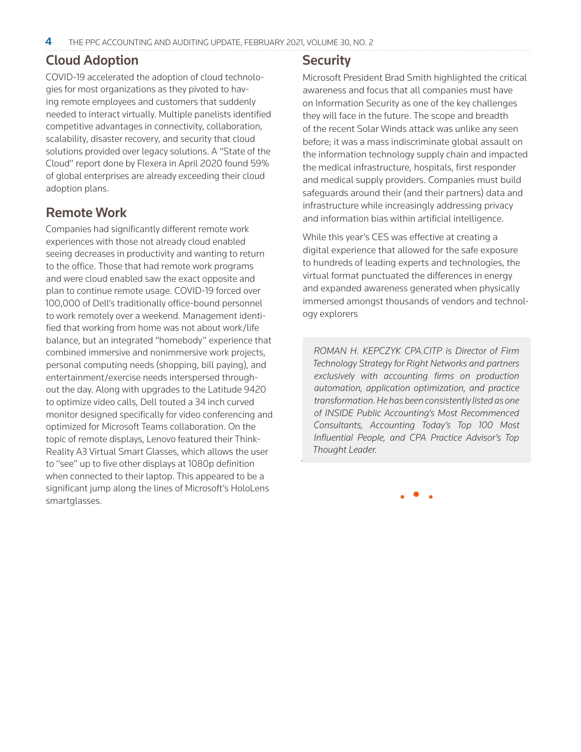## Cloud Adoption

COVID-19 accelerated the adoption of cloud technologies for most organizations as they pivoted to having remote employees and customers that suddenly needed to interact virtually. Multiple panelists identified competitive advantages in connectivity, collaboration, scalability, disaster recovery, and security that cloud solutions provided over legacy solutions. A "State of the Cloud" report done by Flexera in April 2020 found 59% of global enterprises are already exceeding their cloud adoption plans.

## Remote Work

Companies had significantly different remote work experiences with those not already cloud enabled seeing decreases in productivity and wanting to return to the office. Those that had remote work programs and were cloud enabled saw the exact opposite and plan to continue remote usage. COVID-19 forced over 100,000 of Dell's traditionally office-bound personnel to work remotely over a weekend. Management identified that working from home was not about work/life balance, but an integrated "homebody" experience that combined immersive and nonimmersive work projects, personal computing needs (shopping, bill paying), and entertainment/exercise needs interspersed throughout the day. Along with upgrades to the Latitude 9420 to optimize video calls, Dell touted a 34 inch curved monitor designed specifically for video conferencing and optimized for Microsoft Teams collaboration. On the topic of remote displays, Lenovo featured their ThinkReality A3 Virtual Smart Glasses, which allows the user to "see" up to five other displays at 1080p definition when connected to their laptop. This appeared to be a significant jump along the lines of Microsoft's HoloLens smartglasses.

## Security

Microsoft President Brad Smith highlighted the critical awareness and focus that all companies must have on Information Security as one of the key challenges they will face in the future. The scope and breadth of the recent Solar Winds attack was unlike any seen before; it was a mass indiscriminate global assault on the information technology supply chain and impacted the medical infrastructure, hospitals, first responder and medical supply providers. Companies must build safeguards around their (and their partners) data and infrastructure while increasingly addressing privacy and information bias within artificial intelligence.

While this year's CES was effective at creating a digital experience that allowed for the safe exposure to hundreds of leading experts and technologies, the virtual format punctuated the differences in energy and expanded awareness generated when physically immersed amongst thousands of vendors and technology explorers

*ROMAN H. KEPCZYK CPA.CITP is Director of Firm Technology Strategy for Right Networks and partners exclusively with accounting firms on production automation, application optimization, and practice transformation. He has been consistently listed as one of INSIDE Public Accounting's Most Recommenced Consultants, Accounting Today's Top 100 Most Influential People, and CPA Practice Advisor's Top Thought Leader.*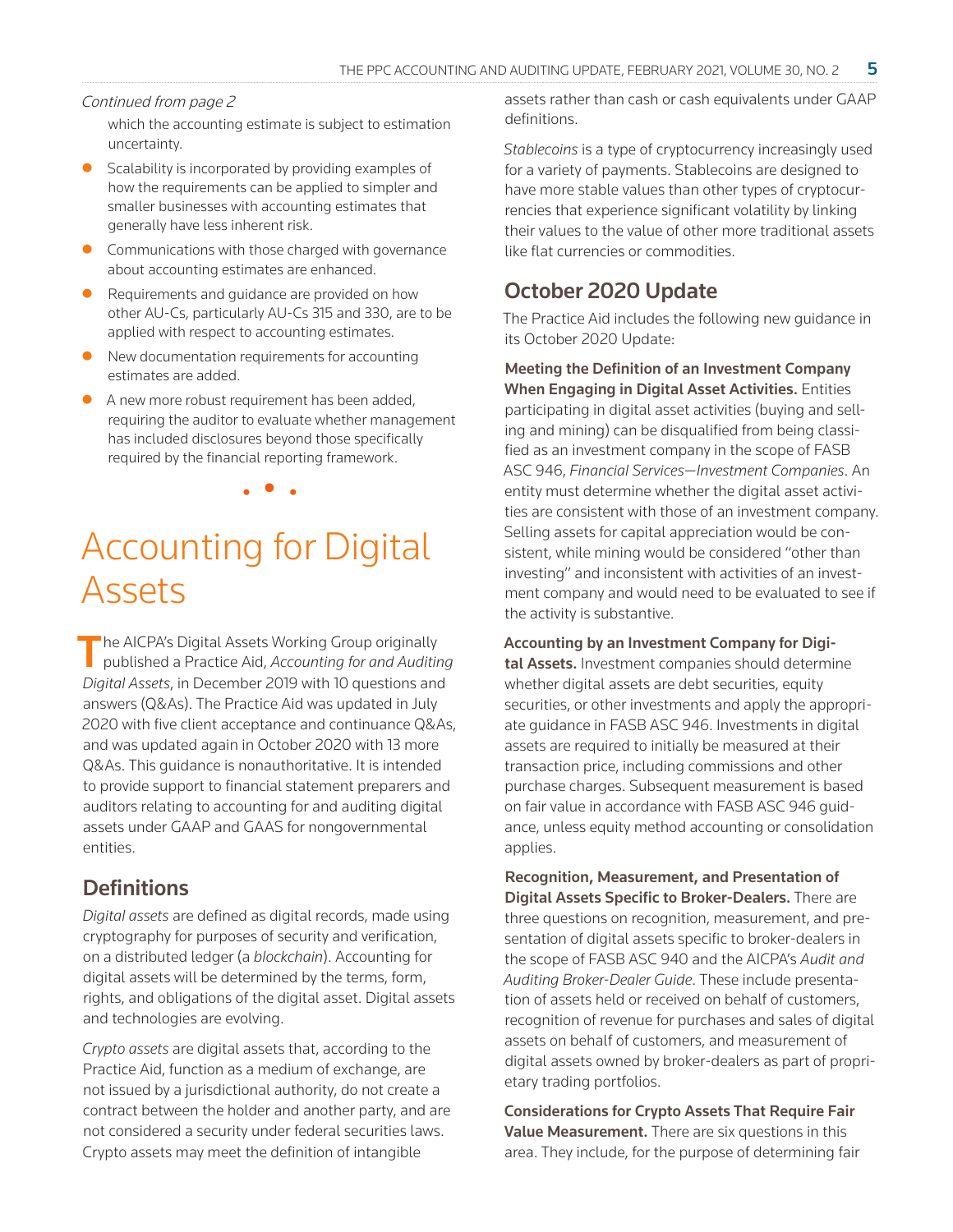*Continued from page 2*

which the accounting estimate is subject to estimation uncertainty.

- Scalability is incorporated by providing examples of how the requirements can be applied to simpler and smaller businesses with accounting estimates that generally have less inherent risk.
- Communications with those charged with governance about accounting estimates are enhanced.
- Requirements and guidance are provided on how other AU-Cs, particularly AU-Cs 315 and 330, are to be applied with respect to accounting estimates.
- New documentation requirements for accounting estimates are added.
- A new more robust requirement has been added, requiring the auditor to evaluate whether management has included disclosures beyond those specifically required by the financial reporting framework.

# Accounting for Digital Assets

The AICPA's Digital Assets Working Group originally published a Practice Aid, *Accounting for and Auditing Digital Assets*, in December 2019 with 10 questions and answers (Q&As). The Practice Aid was updated in July 2020 with five client acceptance and continuance Q&As, and was updated again in October 2020 with 13 more Q&As. This guidance is nonauthoritative. It is intended to provide support to financial statement preparers and auditors relating to accounting for and auditing digital assets under GAAP and GAAS for nongovernmental entities.

## Definitions

*Digital assets* are defined as digital records, made using cryptography for purposes of security and verification, on a distributed ledger (a *blockchain*). Accounting for digital assets will be determined by the terms, form, rights, and obligations of the digital asset. Digital assets and technologies are evolving.

*Crypto assets* are digital assets that, according to the Practice Aid, function as a medium of exchange, are not issued by a jurisdictional authority, do not create a contract between the holder and another party, and are not considered a security under federal securities laws. Crypto assets may meet the definition of intangible assets rather than cash or cash equivalents under GAAP definitions.

*Stablecoins* is a type of cryptocurrency increasingly used for a variety of payments. Stablecoins are designed to have more stable values than other types of cryptocurrencies that experience significant volatility by linking their values to the value of other more traditional assets like flat currencies or commodities.

## October 2020 Update

The Practice Aid includes the following new guidance in its October 2020 Update:

**Meeting the Definition of an Investment Company When Engaging in Digital Asset Activities.** Entities participating in digital asset activities (buying and selling and mining) can be disqualified from being classified as an investment company in the scope of FASB ASC 946, *Financial Services—Investment Companies*. An entity must determine whether the digital asset activities are consistent with those of an investment company. Selling assets for capital appreciation would be consistent, while mining would be considered "other than investing" and inconsistent with activities of an investment company and would need to be evaluated to see if the activity is substantive.

**Accounting by an Investment Company for Digital Assets.** Investment companies should determine whether digital assets are debt securities, equity securities, or other investments and apply the appropriate guidance in FASB ASC 946. Investments in digital assets are required to initially be measured at their transaction price, including commissions and other purchase charges. Subsequent measurement is based on fair value in accordance with FASB ASC 946 guidance, unless equity method accounting or consolidation applies.

**Recognition, Measurement, and Presentation of Digital Assets Specific to Broker-Dealers.** There are three questions on recognition, measurement, and presentation of digital assets specific to broker-dealers in the scope of FASB ASC 940 and the AICPA's *Audit and Auditing Broker-Dealer Guide*. These include presentation of assets held or received on behalf of customers, recognition of revenue for purchases and sales of digital assets on behalf of customers, and measurement of digital assets owned by broker-dealers as part of proprietary trading portfolios.

**Considerations for Crypto Assets That Require Fair Value Measurement.** There are six questions in this area. They include, for the purpose of determining fair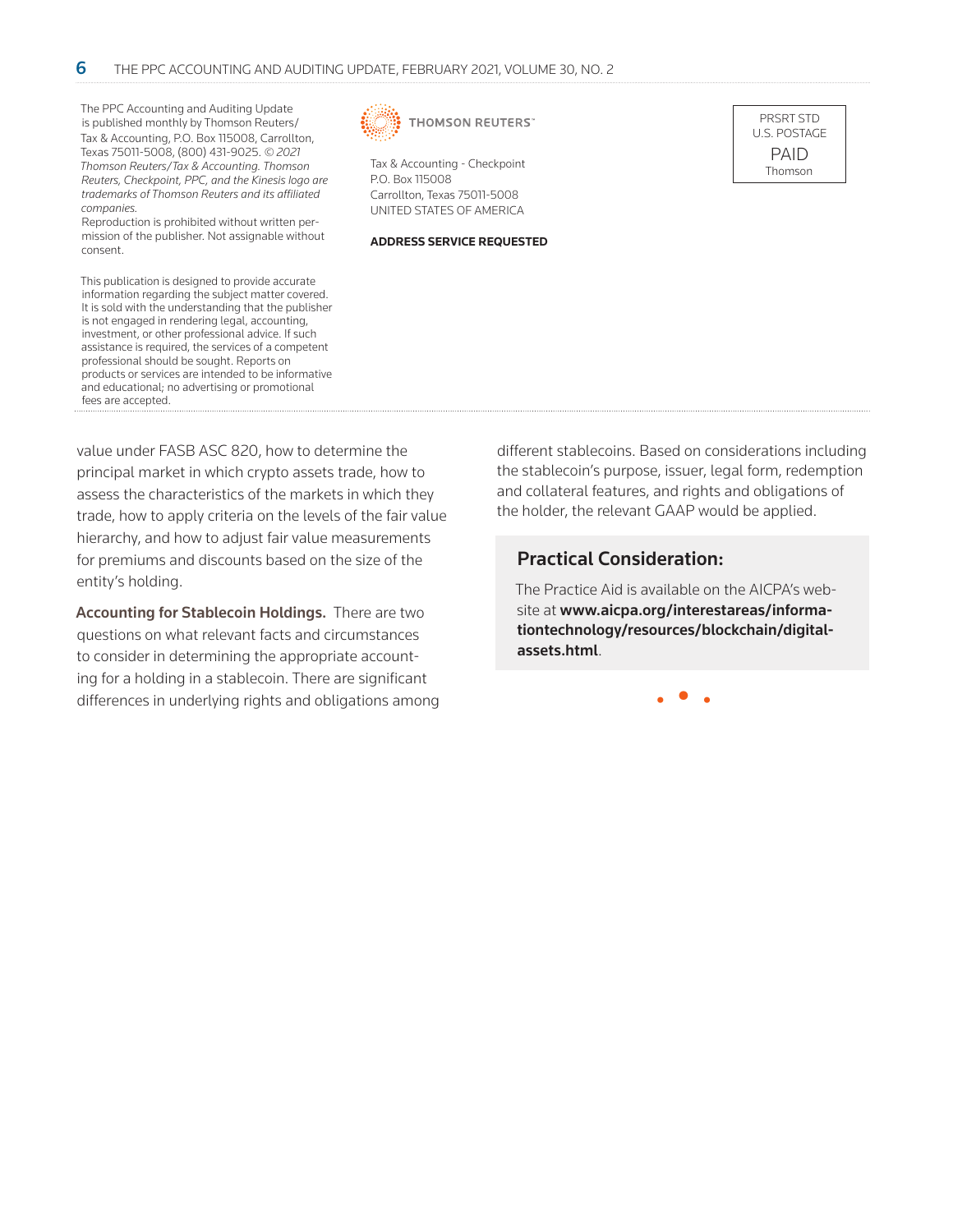The PPC Accounting and Auditing Update is published monthly by Thomson Reuters/Tax & Accounting, P.O. Box 115008, Carrollton, Texas 75011-5008, (800) 431-9025. © *2021 Thomson Reuters/Tax & Accounting. Thomson Reuters, Checkpoint, PPC, and the Kinesis logo are trademarks of Thomson Reuters and its affiliated companies.*
Reproduction is prohibited without written permission of the publisher. Not assignable without consent.

This publication is designed to provide accurate information regarding the subject matter covered. It is sold with the understanding that the publisher is not engaged in rendering legal, accounting, investment, or other professional advice. If such assistance is required, the services of a competent professional should be sought. Reports on products or services are intended to be informative and educational; no advertising or promotional fees are accepted.

THOMSON REUTERS™

Tax & Accounting - Checkpoint
P.O. Box 115008
Carrollton, Texas 75011-5008
UNITED STATES OF AMERICA

**ADDRESS SERVICE REQUESTED**

PRSRT STD
U.S. POSTAGE
PAID
Thomson

value under FASB ASC 820, how to determine the principal market in which crypto assets trade, how to assess the characteristics of the markets in which they trade, how to apply criteria on the levels of the fair value hierarchy, and how to adjust fair value measurements for premiums and discounts based on the size of the entity's holding.

**Accounting for Stablecoin Holdings.** There are two questions on what relevant facts and circumstances to consider in determining the appropriate accounting for a holding in a stablecoin. There are significant differences in underlying rights and obligations among different stablecoins. Based on considerations including the stablecoin's purpose, issuer, legal form, redemption and collateral features, and rights and obligations of the holder, the relevant GAAP would be applied.

### Practical Consideration:

The Practice Aid is available on the AICPA's website at **www.aicpa.org/interestareas/informationtechnology/resources/blockchain/digital-assets.html**.

• • •